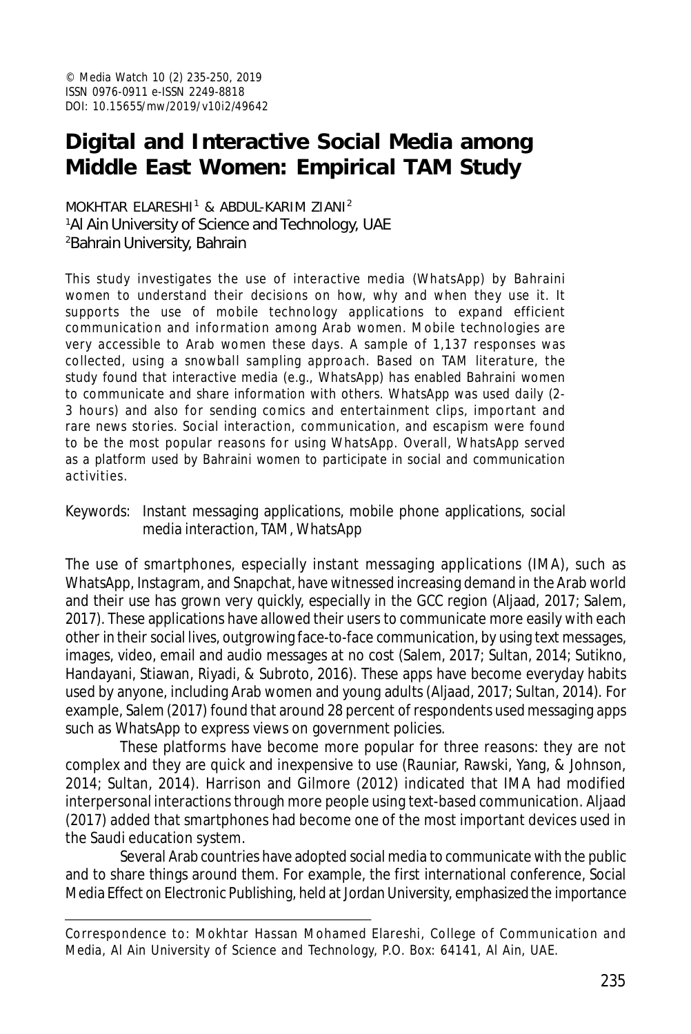© Media Watch 10 (2) 235-250, 2019
ISSN 0976-0911 e-ISSN 2249-8818
DOI: 10.15655/mw/2019/v10i2/49642

# Digital and Interactive Social Media among Middle East Women: Empirical TAM Study

MOKHTAR ELARESHI[1] & ABDUL-KARIM ZIANI[2]
[1]Al Ain University of Science and Technology, UAE
[2]Bahrain University, Bahrain

This study investigates the use of interactive media (WhatsApp) by Bahraini women to understand their decisions on how, why and when they use it. It supports the use of mobile technology applications to expand efficient communication and information among Arab women. Mobile technologies are very accessible to Arab women these days. A sample of 1,137 responses was collected, using a snowball sampling approach. Based on TAM literature, the study found that interactive media (e.g., WhatsApp) has enabled Bahraini women to communicate and share information with others. WhatsApp was used daily (2-3 hours) and also for sending comics and entertainment clips, important and rare news stories. Social interaction, communication, and escapism were found to be the most popular reasons for using WhatsApp. Overall, WhatsApp served as a platform used by Bahraini women to participate in social and communication activities.

Keywords: Instant messaging applications, mobile phone applications, social media interaction, TAM, WhatsApp

The use of smartphones, especially instant messaging applications (IMA), such as WhatsApp, Instagram, and Snapchat, have witnessed increasing demand in the Arab world and their use has grown very quickly, especially in the GCC region (Aljaad, 2017; Salem, 2017). These applications have allowed their users to communicate more easily with each other in their social lives, outgrowing face-to-face communication, by using text messages, images, video, email and audio messages at no cost (Salem, 2017; Sultan, 2014; Sutikno, Handayani, Stiawan, Riyadi, & Subroto, 2016). These apps have become everyday habits used by anyone, including Arab women and young adults (Aljaad, 2017; Sultan, 2014). For example, Salem (2017) found that around 28 percent of respondents used messaging apps such as WhatsApp to express views on government policies.

These platforms have become more popular for three reasons: they are not complex and they are quick and inexpensive to use (Rauniar, Rawski, Yang, & Johnson, 2014; Sultan, 2014). Harrison and Gilmore (2012) indicated that IMA had modified interpersonal interactions through more people using text-based communication. Aljaad (2017) added that smartphones had become one of the most important devices used in the Saudi education system.

Several Arab countries have adopted social media to communicate with the public and to share things around them. For example, the first international conference, Social Media Effect on Electronic Publishing, held at Jordan University, emphasized the importance

---

Correspondence to: Mokhtar Hassan Mohamed Elareshi, College of Communication and Media, Al Ain University of Science and Technology, P.O. Box: 64141, Al Ain, UAE.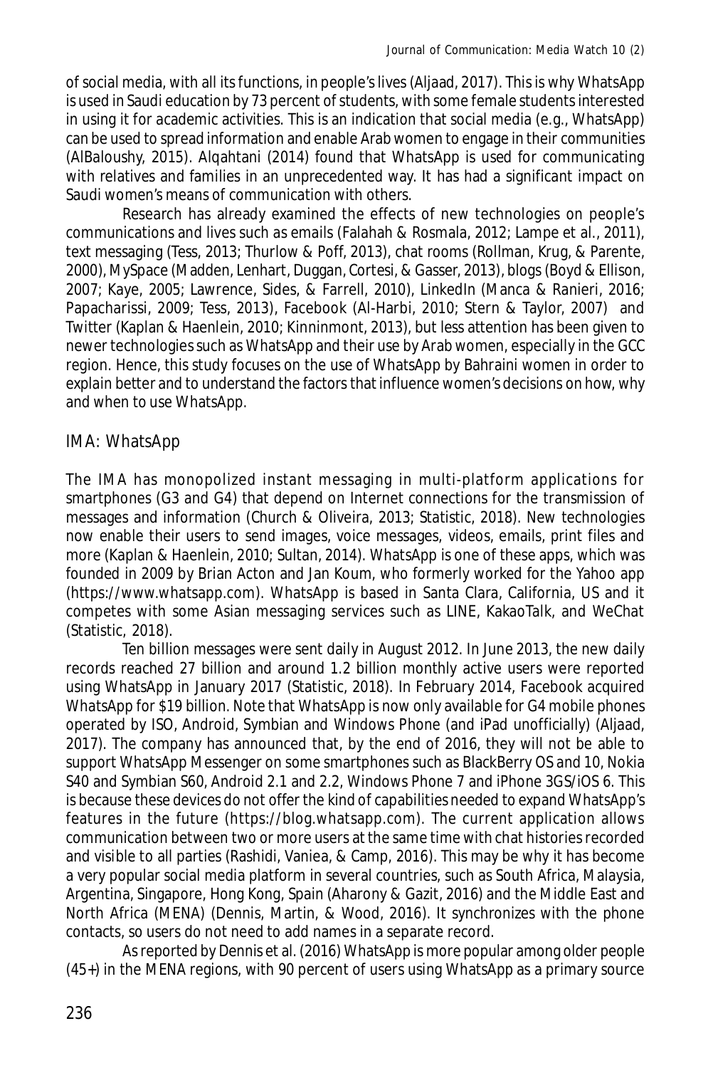of social media, with all its functions, in people's lives (Aljaad, 2017). This is why WhatsApp is used in Saudi education by 73 percent of students, with some female students interested in using it for academic activities. This is an indication that social media (e.g., WhatsApp) can be used to spread information and enable Arab women to engage in their communities (AlBaloushy, 2015). Alqahtani (2014) found that WhatsApp is used for communicating with relatives and families in an unprecedented way. It has had a significant impact on Saudi women's means of communication with others.

Research has already examined the effects of new technologies on people's communications and lives such as emails (Falahah & Rosmala, 2012; Lampe et al., 2011), text messaging (Tess, 2013; Thurlow & Poff, 2013), chat rooms (Rollman, Krug, & Parente, 2000), MySpace (Madden, Lenhart, Duggan, Cortesi, & Gasser, 2013), blogs (Boyd & Ellison, 2007; Kaye, 2005; Lawrence, Sides, & Farrell, 2010), LinkedIn (Manca & Ranieri, 2016; Papacharissi, 2009; Tess, 2013), Facebook (Al-Harbi, 2010; Stern & Taylor, 2007) and Twitter (Kaplan & Haenlein, 2010; Kinninmont, 2013), but less attention has been given to newer technologies such as WhatsApp and their use by Arab women, especially in the GCC region. Hence, this study focuses on the use of WhatsApp by Bahraini women in order to explain better and to understand the factors that influence women's decisions on how, why and when to use WhatsApp.

## IMA: WhatsApp

The IMA has monopolized instant messaging in multi-platform applications for smartphones (G3 and G4) that depend on Internet connections for the transmission of messages and information (Church & Oliveira, 2013; Statistic, 2018). New technologies now enable their users to send images, voice messages, videos, emails, print files and more (Kaplan & Haenlein, 2010; Sultan, 2014). WhatsApp is one of these apps, which was founded in 2009 by Brian Acton and Jan Koum, who formerly worked for the Yahoo app (https://www.whatsapp.com). WhatsApp is based in Santa Clara, California, US and it competes with some Asian messaging services such as LINE, KakaoTalk, and WeChat (Statistic, 2018).

Ten billion messages were sent daily in August 2012. In June 2013, the new daily records reached 27 billion and around 1.2 billion monthly active users were reported using WhatsApp in January 2017 (Statistic, 2018). In February 2014, Facebook acquired WhatsApp for $19 billion. Note that WhatsApp is now only available for G4 mobile phones operated by ISO, Android, Symbian and Windows Phone (and iPad unofficially) (Aljaad, 2017). The company has announced that, by the end of 2016, they will not be able to support WhatsApp Messenger on some smartphones such as BlackBerry OS and 10, Nokia S40 and Symbian S60, Android 2.1 and 2.2, Windows Phone 7 and iPhone 3GS/iOS 6. This is because these devices do not offer the kind of capabilities needed to expand WhatsApp's features in the future (https://blog.whatsapp.com). The current application allows communication between two or more users at the same time with chat histories recorded and visible to all parties (Rashidi, Vaniea, & Camp, 2016). This may be why it has become a very popular social media platform in several countries, such as South Africa, Malaysia, Argentina, Singapore, Hong Kong, Spain (Aharony & Gazit, 2016) and the Middle East and North Africa (MENA) (Dennis, Martin, & Wood, 2016). It synchronizes with the phone contacts, so users do not need to add names in a separate record.

As reported by Dennis et al. (2016) WhatsApp is more popular among older people (45+) in the MENA regions, with 90 percent of users using WhatsApp as a primary source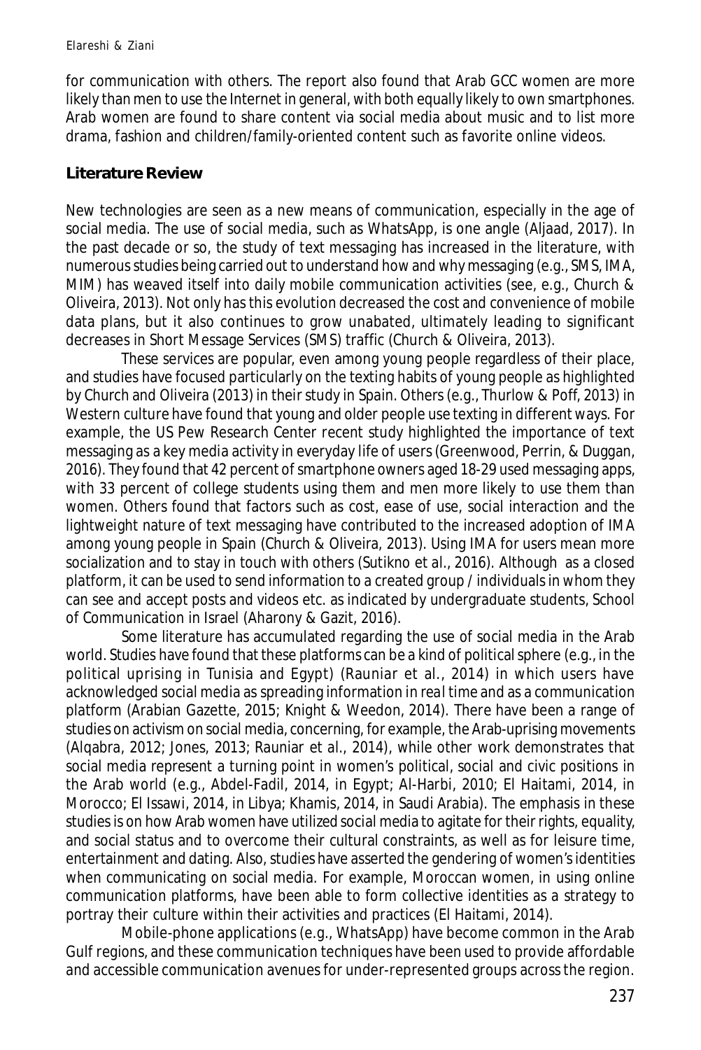for communication with others. The report also found that Arab GCC women are more likely than men to use the Internet in general, with both equally likely to own smartphones. Arab women are found to share content via social media about music and to list more drama, fashion and children/family-oriented content such as favorite online videos.

## Literature Review

New technologies are seen as a new means of communication, especially in the age of social media. The use of social media, such as WhatsApp, is one angle (Aljaad, 2017). In the past decade or so, the study of text messaging has increased in the literature, with numerous studies being carried out to understand how and why messaging (e.g., SMS, IMA, MIM) has weaved itself into daily mobile communication activities (see, e.g., Church & Oliveira, 2013). Not only has this evolution decreased the cost and convenience of mobile data plans, but it also continues to grow unabated, ultimately leading to significant decreases in Short Message Services (SMS) traffic (Church & Oliveira, 2013).

These services are popular, even among young people regardless of their place, and studies have focused particularly on the texting habits of young people as highlighted by Church and Oliveira (2013) in their study in Spain. Others (e.g., Thurlow & Poff, 2013) in Western culture have found that young and older people use texting in different ways. For example, the US Pew Research Center recent study highlighted the importance of text messaging as a key media activity in everyday life of users (Greenwood, Perrin, & Duggan, 2016). They found that 42 percent of smartphone owners aged 18-29 used messaging apps, with 33 percent of college students using them and men more likely to use them than women. Others found that factors such as cost, ease of use, social interaction and the lightweight nature of text messaging have contributed to the increased adoption of IMA among young people in Spain (Church & Oliveira, 2013). Using IMA for users mean more socialization and to stay in touch with others (Sutikno et al., 2016). Although as a closed platform, it can be used to send information to a created group / individuals in whom they can see and accept posts and videos etc. as indicated by undergraduate students, School of Communication in Israel (Aharony & Gazit, 2016).

Some literature has accumulated regarding the use of social media in the Arab world. Studies have found that these platforms can be a kind of political sphere (e.g., in the political uprising in Tunisia and Egypt) (Rauniar et al., 2014) in which users have acknowledged social media as spreading information in real time and as a communication platform (Arabian Gazette, 2015; Knight & Weedon, 2014). There have been a range of studies on activism on social media, concerning, for example, the Arab-uprising movements (Alqabra, 2012; Jones, 2013; Rauniar et al., 2014), while other work demonstrates that social media represent a turning point in women's political, social and civic positions in the Arab world (e.g., Abdel-Fadil, 2014, in Egypt; Al-Harbi, 2010; El Haitami, 2014, in Morocco; El Issawi, 2014, in Libya; Khamis, 2014, in Saudi Arabia). The emphasis in these studies is on how Arab women have utilized social media to agitate for their rights, equality, and social status and to overcome their cultural constraints, as well as for leisure time, entertainment and dating. Also, studies have asserted the gendering of women's identities when communicating on social media. For example, Moroccan women, in using online communication platforms, have been able to form collective identities as a strategy to portray their culture within their activities and practices (El Haitami, 2014).

Mobile-phone applications (e.g., WhatsApp) have become common in the Arab Gulf regions, and these communication techniques have been used to provide affordable and accessible communication avenues for under-represented groups across the region.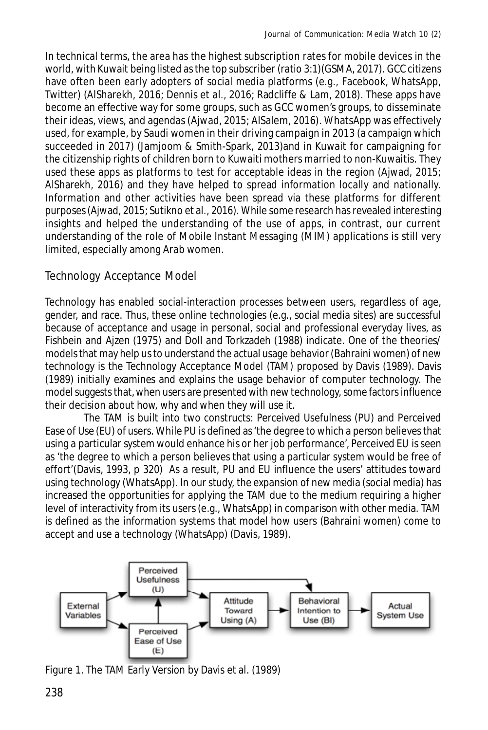In technical terms, the area has the highest subscription rates for mobile devices in the world, with Kuwait being listed as the top subscriber (ratio 3:1)(GSMA, 2017). GCC citizens have often been early adopters of social media platforms (e.g., Facebook, WhatsApp, Twitter) (AlSharekh, 2016; Dennis et al., 2016; Radcliffe & Lam, 2018). These apps have become an effective way for some groups, such as GCC women's groups, to disseminate their ideas, views, and agendas (Ajwad, 2015; AlSalem, 2016). WhatsApp was effectively used, for example, by Saudi women in their driving campaign in 2013 (a campaign which succeeded in 2017) (Jamjoom & Smith-Spark, 2013)and in Kuwait for campaigning for the citizenship rights of children born to Kuwaiti mothers married to non-Kuwaitis. They used these apps as platforms to test for acceptable ideas in the region (Ajwad, 2015; AlSharekh, 2016) and they have helped to spread information locally and nationally. Information and other activities have been spread via these platforms for different purposes (Ajwad, 2015; Sutikno et al., 2016). While some research has revealed interesting insights and helped the understanding of the use of apps, in contrast, our current understanding of the role of Mobile Instant Messaging (MIM) applications is still very limited, especially among Arab women.

## Technology Acceptance Model

Technology has enabled social-interaction processes between users, regardless of age, gender, and race. Thus, these online technologies (e.g., social media sites) are successful because of acceptance and usage in personal, social and professional everyday lives, as Fishbein and Ajzen (1975) and Doll and Torkzadeh (1988) indicate. One of the theories/models that may help us to understand the actual usage behavior (Bahraini women) of new technology is the Technology Acceptance Model (TAM) proposed by Davis (1989). Davis (1989) initially examines and explains the usage behavior of computer technology. The model suggests that, when users are presented with new technology, some factors influence their decision about how, why and when they will use it.

The TAM is built into two constructs: Perceived Usefulness (PU) and Perceived Ease of Use (EU) of users. While PU is defined as 'the degree to which a person believes that using a particular system would enhance his or her job performance', Perceived EU is seen as 'the degree to which a person believes that using a particular system would be free of effort'(Davis, 1993, p 320) As a result, PU and EU influence the users' attitudes toward using technology (WhatsApp). In our study, the expansion of new media (social media) has increased the opportunities for applying the TAM due to the medium requiring a higher level of interactivity from its users (e.g., WhatsApp) in comparison with other media. TAM is defined as the information systems that model how users (Bahraini women) come to accept and use a technology (WhatsApp) (Davis, 1989).

Figure 1. The TAM Early Version by Davis et al. (1989)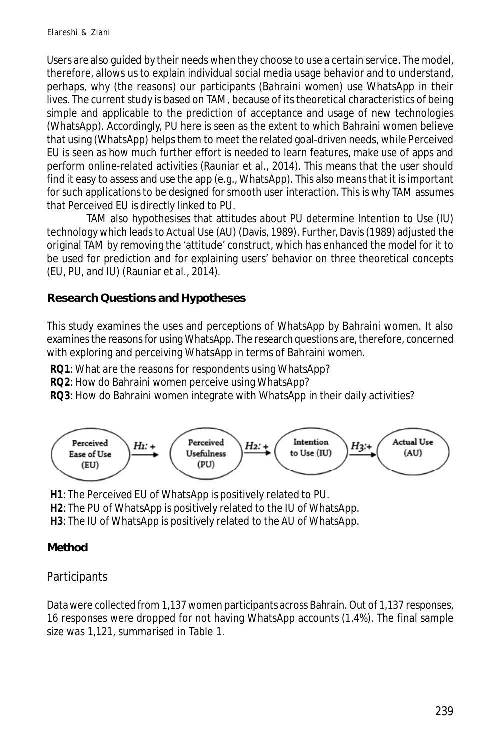Users are also guided by their needs when they choose to use a certain service. The model, therefore, allows us to explain individual social media usage behavior and to understand, perhaps, why (the reasons) our participants (Bahraini women) use WhatsApp in their lives. The current study is based on TAM, because of its theoretical characteristics of being simple and applicable to the prediction of acceptance and usage of new technologies (WhatsApp). Accordingly, PU here is seen as the extent to which Bahraini women believe that using (WhatsApp) helps them to meet the related goal-driven needs, while Perceived EU is seen as how much further effort is needed to learn features, make use of apps and perform online-related activities (Rauniar et al., 2014). This means that the user should find it easy to assess and use the app (e.g., WhatsApp). This also means that it is important for such applications to be designed for smooth user interaction. This is why TAM assumes that Perceived EU is directly linked to PU.

TAM also hypothesises that attitudes about PU determine Intention to Use (IU) technology which leads to Actual Use (AU) (Davis, 1989). Further, Davis (1989) adjusted the original TAM by removing the 'attitude' construct, which has enhanced the model for it to be used for prediction and for explaining users' behavior on three theoretical concepts (EU, PU, and IU) (Rauniar et al., 2014).

### Research Questions and Hypotheses

This study examines the uses and perceptions of WhatsApp by Bahraini women. It also examines the reasons for using WhatsApp. The research questions are, therefore, concerned with exploring and perceiving WhatsApp in terms of Bahraini women.

**RQ1**: What are the reasons for respondents using WhatsApp?
**RQ2**: How do Bahraini women perceive using WhatsApp?
**RQ3**: How do Bahraini women integrate with WhatsApp in their daily activities?

Perceived Ease of Use (EU) —$H_1$: +→ Perceived Usefulness (PU) —$H_2$: +→ Intention to Use (IU) —$H_3$: +→ Actual Use (AU)

**H1**: The Perceived EU of WhatsApp is positively related to PU.
**H2**: The PU of WhatsApp is positively related to the IU of WhatsApp.
**H3**: The IU of WhatsApp is positively related to the AU of WhatsApp.

### Method

#### Participants

Data were collected from 1,137 women participants across Bahrain. Out of 1,137 responses, 16 responses were dropped for not having WhatsApp accounts (1.4%). The final sample size was 1,121, summarised in Table 1.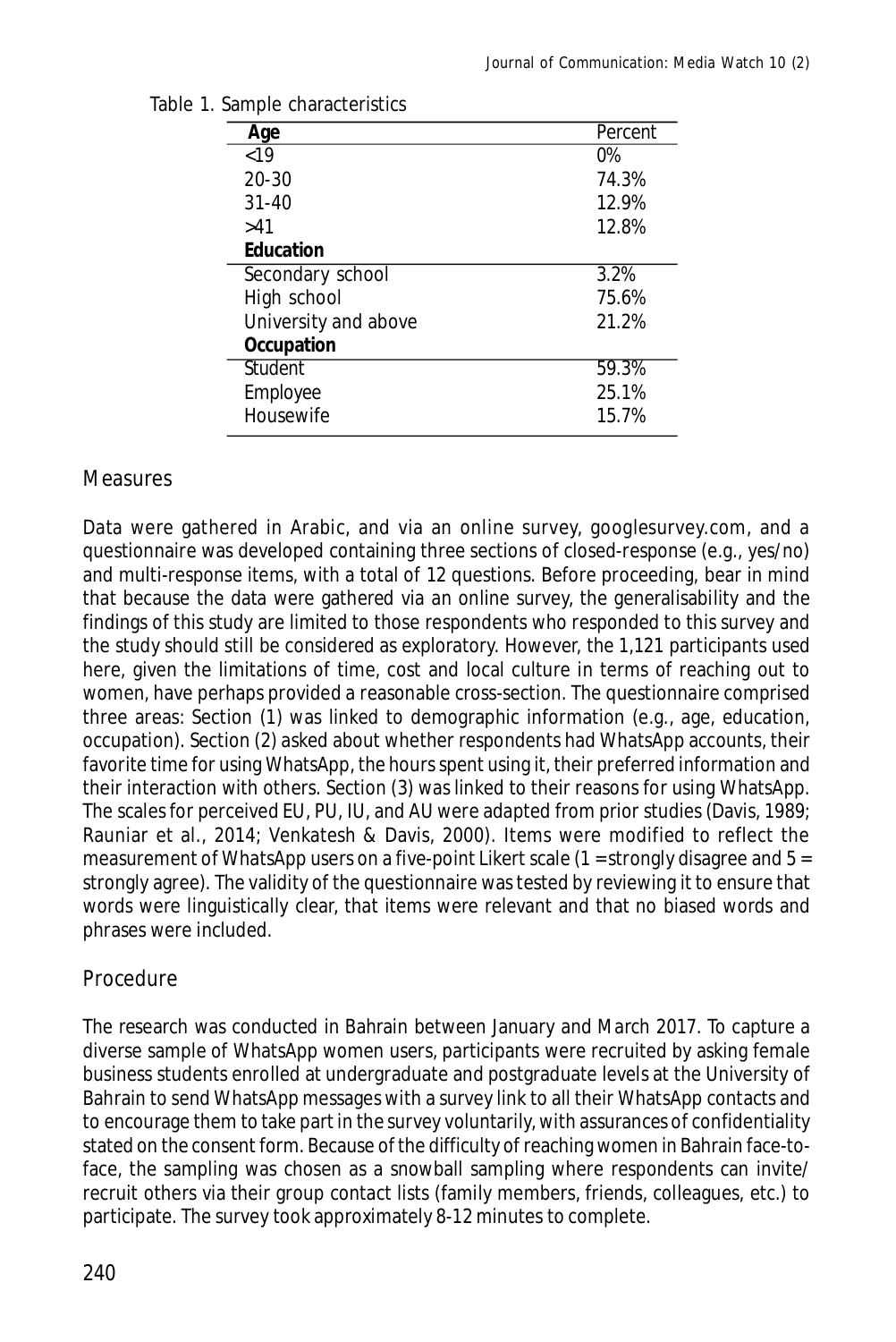Table 1. Sample characteristics

| Age | Percent |
|---|---|
| <19 | 0% |
| 20-30 | 74.3% |
| 31-40 | 12.9% |
| >41 | 12.8% |
| **Education** | |
| Secondary school | 3.2% |
| High school | 75.6% |
| University and above | 21.2% |
| **Occupation** | |
| Student | 59.3% |
| Employee | 25.1% |
| Housewife | 15.7% |

## Measures

Data were gathered in Arabic, and via an online survey, googlesurvey.com, and a questionnaire was developed containing three sections of closed-response (e.g., yes/no) and multi-response items, with a total of 12 questions. Before proceeding, bear in mind that because the data were gathered via an online survey, the generalisability and the findings of this study are limited to those respondents who responded to this survey and the study should still be considered as exploratory. However, the 1,121 participants used here, given the limitations of time, cost and local culture in terms of reaching out to women, have perhaps provided a reasonable cross-section. The questionnaire comprised three areas: Section (1) was linked to demographic information (e.g., age, education, occupation). Section (2) asked about whether respondents had WhatsApp accounts, their favorite time for using WhatsApp, the hours spent using it, their preferred information and their interaction with others. Section (3) was linked to their reasons for using WhatsApp. The scales for perceived EU, PU, IU, and AU were adapted from prior studies (Davis, 1989; Rauniar et al., 2014; Venkatesh & Davis, 2000). Items were modified to reflect the measurement of WhatsApp users on a five-point Likert scale (1 = strongly disagree and 5 = strongly agree). The validity of the questionnaire was tested by reviewing it to ensure that words were linguistically clear, that items were relevant and that no biased words and phrases were included.

## Procedure

The research was conducted in Bahrain between January and March 2017. To capture a diverse sample of WhatsApp women users, participants were recruited by asking female business students enrolled at undergraduate and postgraduate levels at the University of Bahrain to send WhatsApp messages with a survey link to all their WhatsApp contacts and to encourage them to take part in the survey voluntarily, with assurances of confidentiality stated on the consent form. Because of the difficulty of reaching women in Bahrain face-to-face, the sampling was chosen as a snowball sampling where respondents can invite/ recruit others via their group contact lists (family members, friends, colleagues, etc.) to participate. The survey took approximately 8-12 minutes to complete.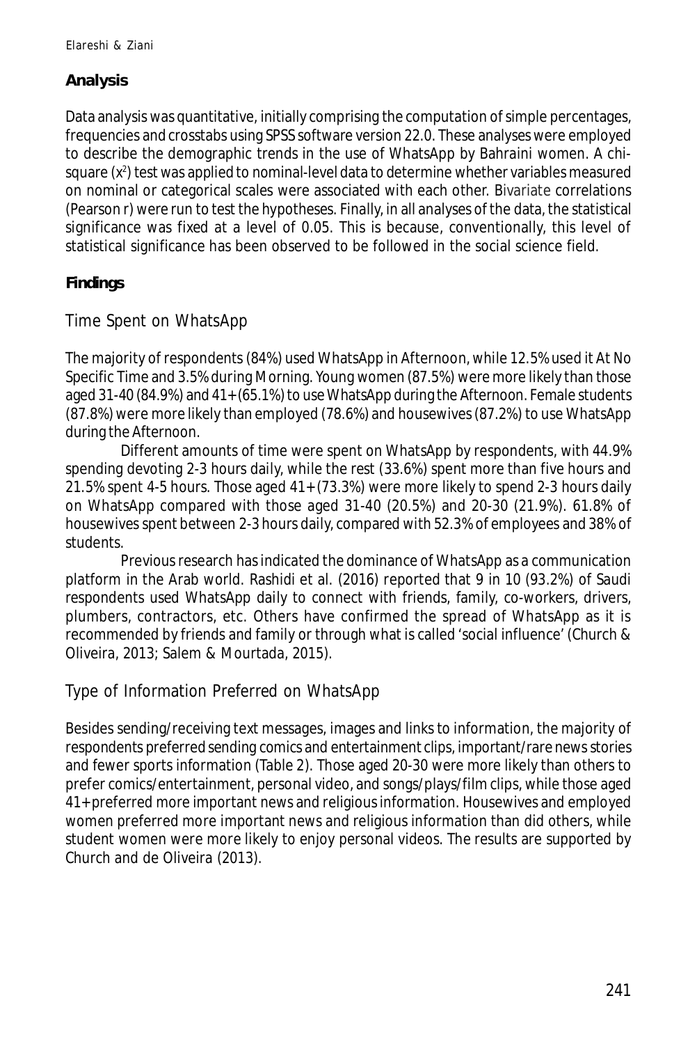## Analysis

Data analysis was quantitative, initially comprising the computation of simple percentages, frequencies and crosstabs using SPSS software version 22.0. These analyses were employed to describe the demographic trends in the use of WhatsApp by Bahraini women. A chi-square ($x^2$) test was applied to nominal-level data to determine whether variables measured on nominal or categorical scales were associated with each other. Bivariate correlations (Pearson r) were run to test the hypotheses. Finally, in all analyses of the data, the statistical significance was fixed at a level of 0.05. This is because, conventionally, this level of statistical significance has been observed to be followed in the social science field.

## Findings

### Time Spent on WhatsApp

The majority of respondents (84%) used WhatsApp in Afternoon, while 12.5% used it At No Specific Time and 3.5% during Morning. Young women (87.5%) were more likely than those aged 31-40 (84.9%) and 41+ (65.1%) to use WhatsApp during the Afternoon. Female students (87.8%) were more likely than employed (78.6%) and housewives (87.2%) to use WhatsApp during the Afternoon.

Different amounts of time were spent on WhatsApp by respondents, with 44.9% spending devoting 2-3 hours daily, while the rest (33.6%) spent more than five hours and 21.5% spent 4-5 hours. Those aged 41+ (73.3%) were more likely to spend 2-3 hours daily on WhatsApp compared with those aged 31-40 (20.5%) and 20-30 (21.9%). 61.8% of housewives spent between 2-3 hours daily, compared with 52.3% of employees and 38% of students.

Previous research has indicated the dominance of WhatsApp as a communication platform in the Arab world. Rashidi et al. (2016) reported that 9 in 10 (93.2%) of Saudi respondents used WhatsApp daily to connect with friends, family, co-workers, drivers, plumbers, contractors, etc. Others have confirmed the spread of WhatsApp as it is recommended by friends and family or through what is called 'social influence' (Church & Oliveira, 2013; Salem & Mourtada, 2015).

### Type of Information Preferred on WhatsApp

Besides sending/receiving text messages, images and links to information, the majority of respondents preferred sending comics and entertainment clips, important/rare news stories and fewer sports information (Table 2). Those aged 20-30 were more likely than others to prefer comics/entertainment, personal video, and songs/plays/film clips, while those aged 41+ preferred more important news and religious information. Housewives and employed women preferred more important news and religious information than did others, while student women were more likely to enjoy personal videos. The results are supported by Church and de Oliveira (2013).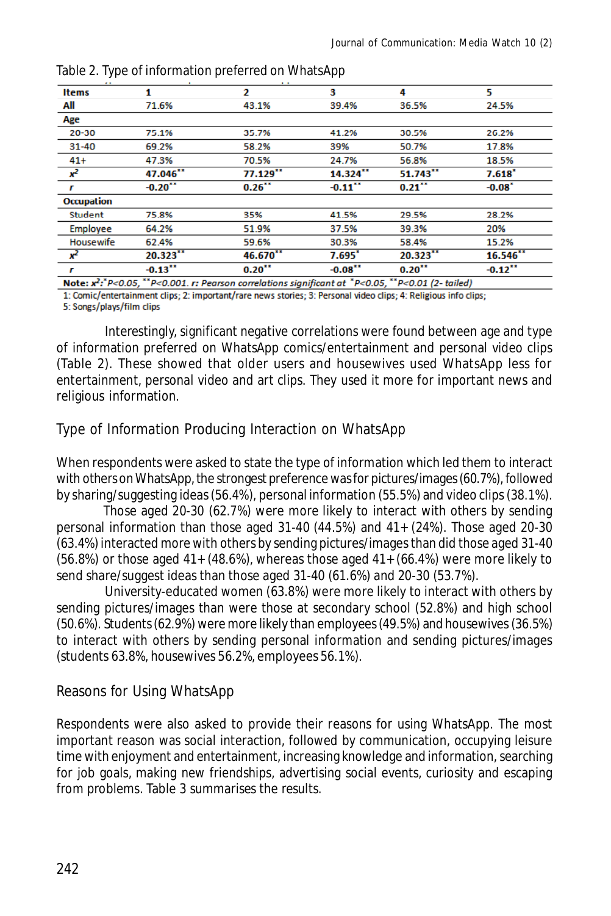Table 2. Type of information preferred on WhatsApp

| Items | 1 | 2 | 3 | 4 | 5 |
|---|---|---|---|---|---|
| **All** | 71.6% | 43.1% | 39.4% | 36.5% | 24.5% |
| **Age** | | | | | |
| 20-30 | 75.1% | 35.7% | 41.2% | 30.5% | 26.2% |
| 31-40 | 69.2% | 58.2% | 39% | 50.7% | 17.8% |
| 41+ | 47.3% | 70.5% | 24.7% | 56.8% | 18.5% |
| $x^2$ | **47.046**[**] | **77.129**[**] | **14.324**[**] | **51.743**[**] | **7.618**[*] |
| $r$ | **-0.20**[**] | **0.26**[**] | **-0.11**[**] | **0.21**[**] | **-0.08**[*] |
| **Occupation** | | | | | |
| Student | 75.8% | 35% | 41.5% | 29.5% | 28.2% |
| Employee | 64.2% | 51.9% | 37.5% | 39.3% | 20% |
| Housewife | 62.4% | 59.6% | 30.3% | 58.4% | 15.2% |
| $x^2$ | **20.323**[**] | **46.670**[**] | **7.695**[*] | **20.323**[**] | **16.546**[**] |
| $r$ | **-0.13**[**] | **0.20**[**] | **-0.08**[**] | **0.20**[**] | **-0.12**[**] |

**Note:** $x^2$: [*]$P<0.05$, [**]$P<0.001$. $r$: *Pearson correlations significant at* [*]$P<0.05$, [**]$P<0.01$ *(2- tailed)*

1: Comic/entertainment clips; 2: important/rare news stories; 3: Personal video clips; 4: Religious info clips; 5: Songs/plays/film clips

Interestingly, significant negative correlations were found between age and type of information preferred on WhatsApp comics/entertainment and personal video clips (Table 2). These showed that older users and housewives used WhatsApp less for entertainment, personal video and art clips. They used it more for important news and religious information.

## Type of Information Producing Interaction on WhatsApp

When respondents were asked to state the type of information which led them to interact with others on WhatsApp, the strongest preference was for pictures/images (60.7%), followed by sharing/suggesting ideas (56.4%), personal information (55.5%) and video clips (38.1%).

Those aged 20-30 (62.7%) were more likely to interact with others by sending personal information than those aged 31-40 (44.5%) and 41+ (24%). Those aged 20-30 (63.4%) interacted more with others by sending pictures/images than did those aged 31-40 (56.8%) or those aged 41+ (48.6%), whereas those aged 41+ (66.4%) were more likely to send share/suggest ideas than those aged 31-40 (61.6%) and 20-30 (53.7%).

University-educated women (63.8%) were more likely to interact with others by sending pictures/images than were those at secondary school (52.8%) and high school (50.6%). Students (62.9%) were more likely than employees (49.5%) and housewives (36.5%) to interact with others by sending personal information and sending pictures/images (students 63.8%, housewives 56.2%, employees 56.1%).

## Reasons for Using WhatsApp

Respondents were also asked to provide their reasons for using WhatsApp. The most important reason was social interaction, followed by communication, occupying leisure time with enjoyment and entertainment, increasing knowledge and information, searching for job goals, making new friendships, advertising social events, curiosity and escaping from problems. Table 3 summarises the results.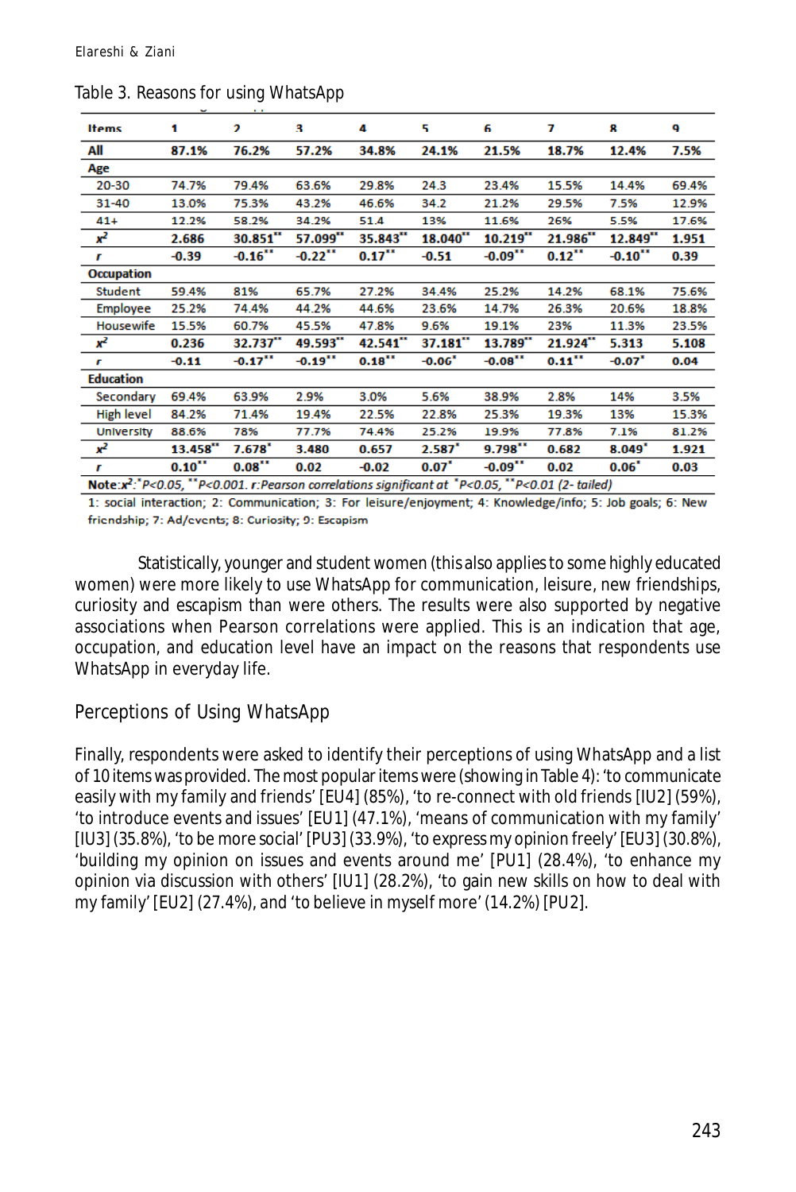Table 3. Reasons for using WhatsApp

| Items | 1 | 2 | 3 | 4 | 5 | 6 | 7 | 8 | 9 |
|---|---|---|---|---|---|---|---|---|---|
| **All** | **87.1%** | **76.2%** | **57.2%** | **34.8%** | **24.1%** | **21.5%** | **18.7%** | **12.4%** | **7.5%** |
| **Age** | | | | | | | | | |
| 20-30 | 74.7% | 79.4% | 63.6% | 29.8% | 24.3 | 23.4% | 15.5% | 14.4% | 69.4% |
| 31-40 | 13.0% | 75.3% | 43.2% | 46.6% | 34.2 | 21.2% | 29.5% | 7.5% | 12.9% |
| 41+ | 12.2% | 58.2% | 34.2% | 51.4 | 13% | 11.6% | 26% | 5.5% | 17.6% |
| $x^2$ | 2.686 | 30.851** | 57.099** | 35.843** | 18.040** | 10.219** | 21.986** | 12.849** | 1.951 |
| *r* | -0.39 | -0.16** | -0.22** | 0.17** | -0.51 | -0.09** | 0.12** | -0.10** | 0.39 |
| **Occupation** | | | | | | | | | |
| Student | 59.4% | 81% | 65.7% | 27.2% | 34.4% | 25.2% | 14.2% | 68.1% | 75.6% |
| Employee | 25.2% | 74.4% | 44.2% | 44.6% | 23.6% | 14.7% | 26.3% | 20.6% | 18.8% |
| Housewife | 15.5% | 60.7% | 45.5% | 47.8% | 9.6% | 19.1% | 23% | 11.3% | 23.5% |
| $x^2$ | 0.236 | 32.737** | 49.593** | 42.541** | 37.181** | 13.789** | 21.924** | 5.313 | 5.108 |
| *r* | -0.11 | -0.17** | -0.19** | 0.18** | -0.06* | -0.08** | 0.11** | -0.07* | 0.04 |
| **Education** | | | | | | | | | |
| Secondary | 69.4% | 63.9% | 2.9% | 3.0% | 5.6% | 38.9% | 2.8% | 14% | 3.5% |
| High level | 84.2% | 71.4% | 19.4% | 22.5% | 22.8% | 25.3% | 19.3% | 13% | 15.3% |
| University | 88.6% | 78% | 77.7% | 74.4% | 25.2% | 19.9% | 77.8% | 7.1% | 81.2% |
| $x^2$ | 13.458** | 7.678* | 3.480 | 0.657 | 2.587* | 9.798** | 0.682 | 8.049* | 1.921 |
| *r* | 0.10** | 0.08** | 0.02 | -0.02 | 0.07* | -0.09** | 0.02 | 0.06* | 0.03 |

**Note**: $x^2$: *P<0.05, **P<0.001. *r*: Pearson correlations significant at *P<0.05, **P<0.01 (2- tailed)

1: social interaction; 2: Communication; 3: For leisure/enjoyment; 4: Knowledge/info; 5: Job goals; 6: New friendship; 7: Ad/events; 8: Curiosity; 9: Escapism

Statistically, younger and student women (this also applies to some highly educated women) were more likely to use WhatsApp for communication, leisure, new friendships, curiosity and escapism than were others. The results were also supported by negative associations when Pearson correlations were applied. This is an indication that age, occupation, and education level have an impact on the reasons that respondents use WhatsApp in everyday life.

## Perceptions of Using WhatsApp

Finally, respondents were asked to identify their perceptions of using WhatsApp and a list of 10 items was provided. The most popular items were (showing in Table 4): 'to communicate easily with my family and friends' [EU4] (85%), 'to re-connect with old friends [IU2] (59%), 'to introduce events and issues' [EU1] (47.1%), 'means of communication with my family' [IU3] (35.8%), 'to be more social' [PU3] (33.9%), 'to express my opinion freely' [EU3] (30.8%), 'building my opinion on issues and events around me' [PU1] (28.4%), 'to enhance my opinion via discussion with others' [IU1] (28.2%), 'to gain new skills on how to deal with my family' [EU2] (27.4%), and 'to believe in myself more' (14.2%) [PU2].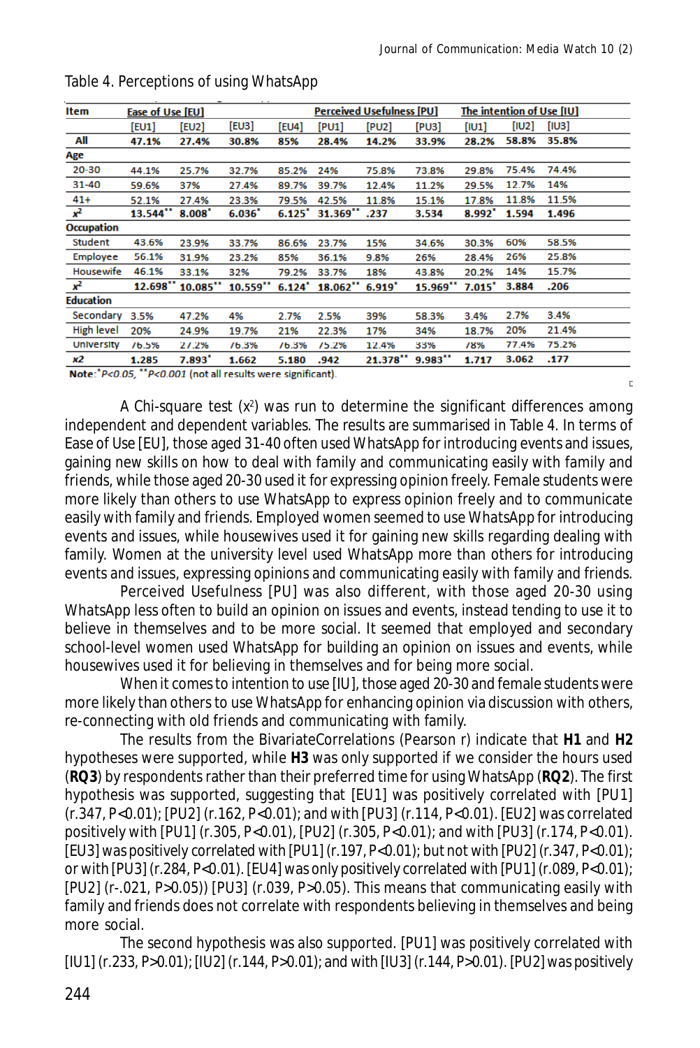Table 4. Perceptions of using WhatsApp

| Item | Ease of Use [EU] | | | | Perceived Usefulness [PU] | | | The intention of Use [IU] | | |
|---|---|---|---|---|---|---|---|---|---|---|
| | [EU1] | [EU2] | [EU3] | [EU4] | [PU1] | [PU2] | [PU3] | [IU1] | [IU2] | [IU3] |
| **All** | **47.1%** | **27.4%** | **30.8%** | **85%** | **28.4%** | **14.2%** | **33.9%** | **28.2%** | **58.8%** | **35.8%** |
| **Age** | | | | | | | | | | |
| 20-30 | 44.1% | 25.7% | 32.7% | 85.2% | 24% | 75.8% | 73.8% | 29.8% | 75.4% | 74.4% |
| 31-40 | 59.6% | 37% | 27.4% | 89.7% | 39.7% | 12.4% | 11.2% | 29.5% | 12.7% | 14% |
| 41+ | 52.1% | 27.4% | 23.3% | 79.5% | 42.5% | 11.8% | 15.1% | 17.8% | 11.8% | 11.5% |
| $x^2$ | **13.544**** | **8.008*** | **6.036*** | **6.125*** | **31.369**** | **.237** | **3.534** | **8.992*** | **1.594** | **1.496** |
| **Occupation** | | | | | | | | | | |
| Student | 43.6% | 23.9% | 33.7% | 86.6% | 23.7% | 15% | 34.6% | 30.3% | 60% | 58.5% |
| Employee | 56.1% | 31.9% | 23.2% | 85% | 36.1% | 9.8% | 26% | 28.4% | 26% | 25.8% |
| Housewife | 46.1% | 33.1% | 32% | 79.2% | 33.7% | 18% | 43.8% | 20.2% | 14% | 15.7% |
| $x^2$ | **12.698**** | **10.085**** | **10.559**** | **6.124*** | **18.062**** | **6.919*** | **15.969**** | **7.015*** | **3.884** | **.206** |
| **Education** | | | | | | | | | | |
| Secondary | 3.5% | 47.2% | 4% | 2.7% | 2.5% | 39% | 58.3% | 3.4% | 2.7% | 3.4% |
| High level | 20% | 24.9% | 19.7% | 21% | 22.3% | 17% | 34% | 18.7% | 20% | 21.4% |
| University | 76.5% | 27.2% | 76.3% | 76.3% | 75.2% | 12.4% | 33% | 78% | 77.4% | 75.2% |
| x2 | **1.285** | **7.893*** | **1.662** | **5.180** | **.942** | **21.378**** | **9.983**** | **1.717** | **3.062** | **.177** |

**Note:** *$P<0.05$, **$P<0.001$ (not all results were significant).

A Chi-square test ($x^2$) was run to determine the significant differences among independent and dependent variables. The results are summarised in Table 4. In terms of Ease of Use [EU], those aged 31-40 often used WhatsApp for introducing events and issues, gaining new skills on how to deal with family and communicating easily with family and friends, while those aged 20-30 used it for expressing opinion freely. Female students were more likely than others to use WhatsApp to express opinion freely and to communicate easily with family and friends. Employed women seemed to use WhatsApp for introducing events and issues, while housewives used it for gaining new skills regarding dealing with family. Women at the university level used WhatsApp more than others for introducing events and issues, expressing opinions and communicating easily with family and friends.

Perceived Usefulness [PU] was also different, with those aged 20-30 using WhatsApp less often to build an opinion on issues and events, instead tending to use it to believe in themselves and to be more social. It seemed that employed and secondary school-level women used WhatsApp for building an opinion on issues and events, while housewives used it for believing in themselves and for being more social.

When it comes to intention to use [IU], those aged 20-30 and female students were more likely than others to use WhatsApp for enhancing opinion via discussion with others, re-connecting with old friends and communicating with family.

The results from the BivariateCorrelations (Pearson r) indicate that **H1** and **H2** hypotheses were supported, while **H3** was only supported if we consider the hours used (**RQ3**) by respondents rather than their preferred time for using WhatsApp (**RQ2**). The first hypothesis was supported, suggesting that [EU1] was positively correlated with [PU1] (r.347, $P<0.01$); [PU2] (r.162, $P<0.01$); and with [PU3] (r.114, $P<0.01$). [EU2] was correlated positively with [PU1] (r.305, $P<0.01$), [PU2] (r.305, $P<0.01$); and with [PU3] (r.174, $P<0.01$). [EU3] was positively correlated with [PU1] (r.197, $P<0.01$); but not with [PU2] (r.347, $P<0.01$); or with [PU3] (r.284, $P<0.01$). [EU4] was only positively correlated with [PU1] (r.089, $P<0.01$); [PU2] (r-.021, $P>0.05$)) [PU3] (r.039, $P>0.05$). This means that communicating easily with family and friends does not correlate with respondents believing in themselves and being more social.

The second hypothesis was also supported. [PU1] was positively correlated with [IU1] (r.233, $P>0.01$); [IU2] (r.144, $P>0.01$); and with [IU3] (r.144, $P>0.01$). [PU2] was positively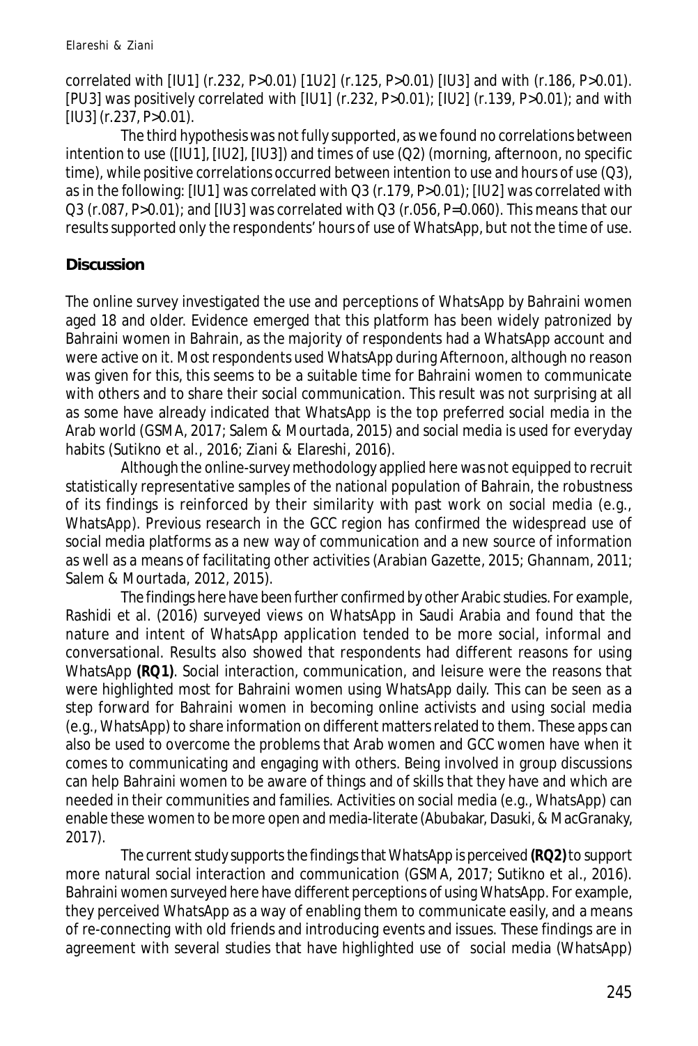correlated with [IU1] (r.232, P>0.01) [1U2] (r.125, P>0.01) [IU3] and with (r.186, P>0.01). [PU3] was positively correlated with [IU1] (r.232, P>0.01); [IU2] (r.139, P>0.01); and with [IU3] (r.237, P>0.01).

The third hypothesis was not fully supported, as we found no correlations between intention to use ([IU1], [IU2], [IU3]) and times of use (Q2) (morning, afternoon, no specific time), while positive correlations occurred between intention to use and hours of use (Q3), as in the following: [IU1] was correlated with Q3 (r.179, P>0.01); [IU2] was correlated with Q3 (r.087, P>0.01); and [IU3] was correlated with Q3 (r.056, P=0.060). This means that our results supported only the respondents' hours of use of WhatsApp, but not the time of use.

## Discussion

The online survey investigated the use and perceptions of WhatsApp by Bahraini women aged 18 and older. Evidence emerged that this platform has been widely patronized by Bahraini women in Bahrain, as the majority of respondents had a WhatsApp account and were active on it. Most respondents used WhatsApp during Afternoon, although no reason was given for this, this seems to be a suitable time for Bahraini women to communicate with others and to share their social communication. This result was not surprising at all as some have already indicated that WhatsApp is the top preferred social media in the Arab world (GSMA, 2017; Salem & Mourtada, 2015) and social media is used for everyday habits (Sutikno et al., 2016; Ziani & Elareshi, 2016).

Although the online-survey methodology applied here was not equipped to recruit statistically representative samples of the national population of Bahrain, the robustness of its findings is reinforced by their similarity with past work on social media (e.g., WhatsApp). Previous research in the GCC region has confirmed the widespread use of social media platforms as a new way of communication and a new source of information as well as a means of facilitating other activities (Arabian Gazette, 2015; Ghannam, 2011; Salem & Mourtada, 2012, 2015).

The findings here have been further confirmed by other Arabic studies. For example, Rashidi et al. (2016) surveyed views on WhatsApp in Saudi Arabia and found that the nature and intent of WhatsApp application tended to be more social, informal and conversational. Results also showed that respondents had different reasons for using WhatsApp **(RQ1)**. Social interaction, communication, and leisure were the reasons that were highlighted most for Bahraini women using WhatsApp daily. This can be seen as a step forward for Bahraini women in becoming online activists and using social media (e.g., WhatsApp) to share information on different matters related to them. These apps can also be used to overcome the problems that Arab women and GCC women have when it comes to communicating and engaging with others. Being involved in group discussions can help Bahraini women to be aware of things and of skills that they have and which are needed in their communities and families. Activities on social media (e.g., WhatsApp) can enable these women to be more open and media-literate (Abubakar, Dasuki, & MacGranaky, 2017).

The current study supports the findings that WhatsApp is perceived **(RQ2)** to support more natural social interaction and communication (GSMA, 2017; Sutikno et al., 2016). Bahraini women surveyed here have different perceptions of using WhatsApp. For example, they perceived WhatsApp as a way of enabling them to communicate easily, and a means of re-connecting with old friends and introducing events and issues. These findings are in agreement with several studies that have highlighted use of social media (WhatsApp)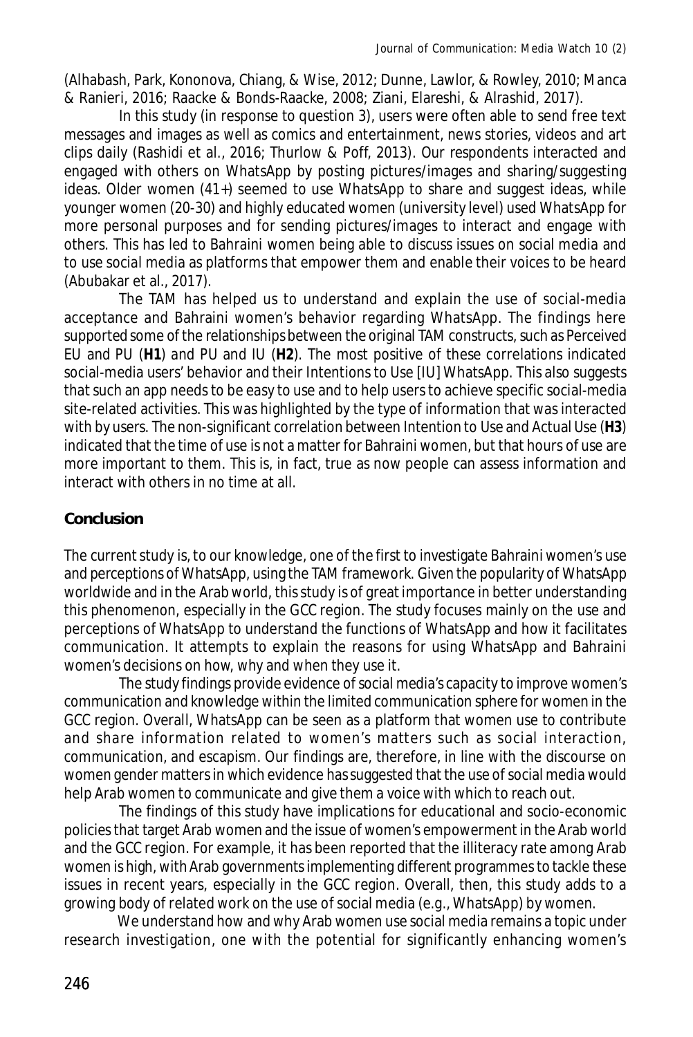(Alhabash, Park, Kononova, Chiang, & Wise, 2012; Dunne, Lawlor, & Rowley, 2010; Manca & Ranieri, 2016; Raacke & Bonds-Raacke, 2008; Ziani, Elareshi, & Alrashid, 2017).

In this study (in response to question 3), users were often able to send free text messages and images as well as comics and entertainment, news stories, videos and art clips daily (Rashidi et al., 2016; Thurlow & Poff, 2013). Our respondents interacted and engaged with others on WhatsApp by posting pictures/images and sharing/suggesting ideas. Older women (41+) seemed to use WhatsApp to share and suggest ideas, while younger women (20-30) and highly educated women (university level) used WhatsApp for more personal purposes and for sending pictures/images to interact and engage with others. This has led to Bahraini women being able to discuss issues on social media and to use social media as platforms that empower them and enable their voices to be heard (Abubakar et al., 2017).

The TAM has helped us to understand and explain the use of social-media acceptance and Bahraini women's behavior regarding WhatsApp. The findings here supported some of the relationships between the original TAM constructs, such as Perceived EU and PU (**H1**) and PU and IU (**H2**). The most positive of these correlations indicated social-media users' behavior and their Intentions to Use [IU] WhatsApp. This also suggests that such an app needs to be easy to use and to help users to achieve specific social-media site-related activities. This was highlighted by the type of information that was interacted with by users. The non-significant correlation between Intention to Use and Actual Use (**H3**) indicated that the time of use is not a matter for Bahraini women, but that hours of use are more important to them. This is, in fact, true as now people can assess information and interact with others in no time at all.

## Conclusion

The current study is, to our knowledge, one of the first to investigate Bahraini women's use and perceptions of WhatsApp, using the TAM framework. Given the popularity of WhatsApp worldwide and in the Arab world, this study is of great importance in better understanding this phenomenon, especially in the GCC region. The study focuses mainly on the use and perceptions of WhatsApp to understand the functions of WhatsApp and how it facilitates communication. It attempts to explain the reasons for using WhatsApp and Bahraini women's decisions on how, why and when they use it.

The study findings provide evidence of social media's capacity to improve women's communication and knowledge within the limited communication sphere for women in the GCC region. Overall, WhatsApp can be seen as a platform that women use to contribute and share information related to women's matters such as social interaction, communication, and escapism. Our findings are, therefore, in line with the discourse on women gender matters in which evidence has suggested that the use of social media would help Arab women to communicate and give them a voice with which to reach out.

The findings of this study have implications for educational and socio-economic policies that target Arab women and the issue of women's empowerment in the Arab world and the GCC region. For example, it has been reported that the illiteracy rate among Arab women is high, with Arab governments implementing different programmes to tackle these issues in recent years, especially in the GCC region. Overall, then, this study adds to a growing body of related work on the use of social media (e.g., WhatsApp) by women.

We understand how and why Arab women use social media remains a topic under research investigation, one with the potential for significantly enhancing women's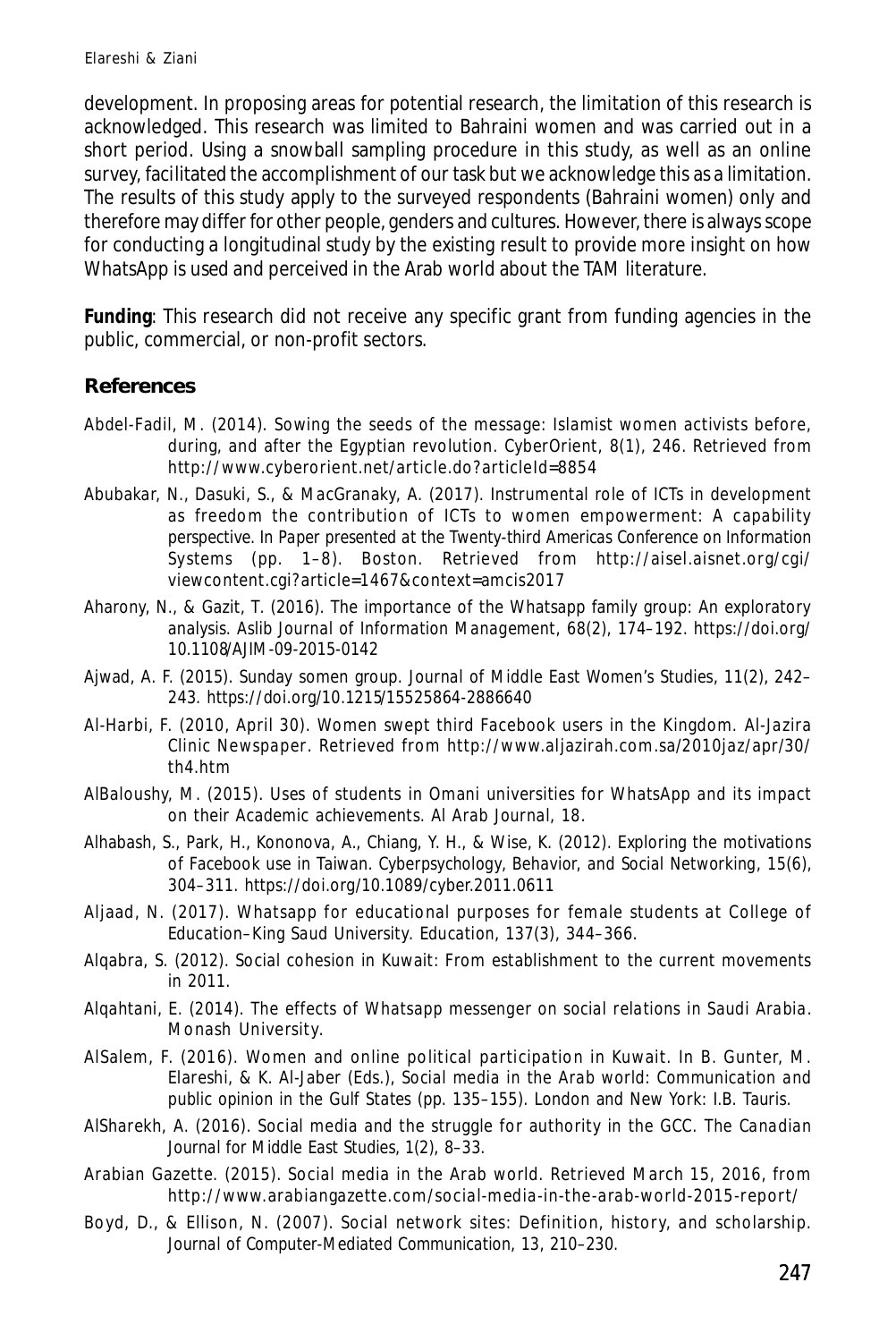development. In proposing areas for potential research, the limitation of this research is acknowledged. This research was limited to Bahraini women and was carried out in a short period. Using a snowball sampling procedure in this study, as well as an online survey, facilitated the accomplishment of our task but we acknowledge this as a limitation. The results of this study apply to the surveyed respondents (Bahraini women) only and therefore may differ for other people, genders and cultures. However, there is always scope for conducting a longitudinal study by the existing result to provide more insight on how WhatsApp is used and perceived in the Arab world about the TAM literature.

**Funding**: This research did not receive any specific grant from funding agencies in the public, commercial, or non-profit sectors.

## References

Abdel-Fadil, M. (2014). Sowing the seeds of the message: Islamist women activists before, during, and after the Egyptian revolution. *CyberOrient*, *8*(1), 246. Retrieved from http://www.cyberorient.net/article.do?articleId=8854

Abubakar, N., Dasuki, S., & MacGranaky, A. (2017). Instrumental role of ICTs in development as freedom the contribution of ICTs to women empowerment: A capability perspective. In *Paper presented at the Twenty-third Americas Conference on Information Systems* (pp. 1–8). Boston. Retrieved from http://aisel.aisnet.org/cgi/viewcontent.cgi?article=1467&context=amcis2017

Aharony, N., & Gazit, T. (2016). The importance of the Whatsapp family group: An exploratory analysis. *Aslib Journal of Information Management*, *68*(2), 174–192. https://doi.org/10.1108/AJIM-09-2015-0142

Ajwad, A. F. (2015). Sunday somen group. *Journal of Middle East Women's Studies*, *11*(2), 242–243. https://doi.org/10.1215/15525864-2886640

Al-Harbi, F. (2010, April 30). Women swept third Facebook users in the Kingdom. *Al-Jazira Clinic Newspaper*. Retrieved from http://www.aljazirah.com.sa/2010jaz/apr/30/th4.htm

AlBaloushy, M. (2015). Uses of students in Omani universities for WhatsApp and its impact on their Academic achievements. *Al Arab Journal*, *18*.

Alhabash, S., Park, H., Kononova, A., Chiang, Y. H., & Wise, K. (2012). Exploring the motivations of Facebook use in Taiwan. *Cyberpsychology, Behavior, and Social Networking*, *15*(6), 304–311. https://doi.org/10.1089/cyber.2011.0611

Aljaad, N. (2017). Whatsapp for educational purposes for female students at College of Education–King Saud University. *Education*, *137*(3), 344–366.

Alqabra, S. (2012). *Social cohesion in Kuwait: From establishment to the current movements in 2011*.

Alqahtani, E. (2014). *The effects of Whatsapp messenger on social relations in Saudi Arabia*. Monash University.

AlSalem, F. (2016). Women and online political participation in Kuwait. In B. Gunter, M. Elareshi, & K. Al-Jaber (Eds.), *Social media in the Arab world: Communication and public opinion in the Gulf States* (pp. 135–155). London and New York: I.B. Tauris.

AlSharekh, A. (2016). Social media and the struggle for authority in the GCC. *The Canadian Journal for Middle East Studies*, *1*(2), 8–33.

Arabian Gazette. (2015). Social media in the Arab world. Retrieved March 15, 2016, from http://www.arabiangazette.com/social-media-in-the-arab-world-2015-report/

Boyd, D., & Ellison, N. (2007). Social network sites: Definition, history, and scholarship. *Journal of Computer-Mediated Communication*, *13*, 210–230.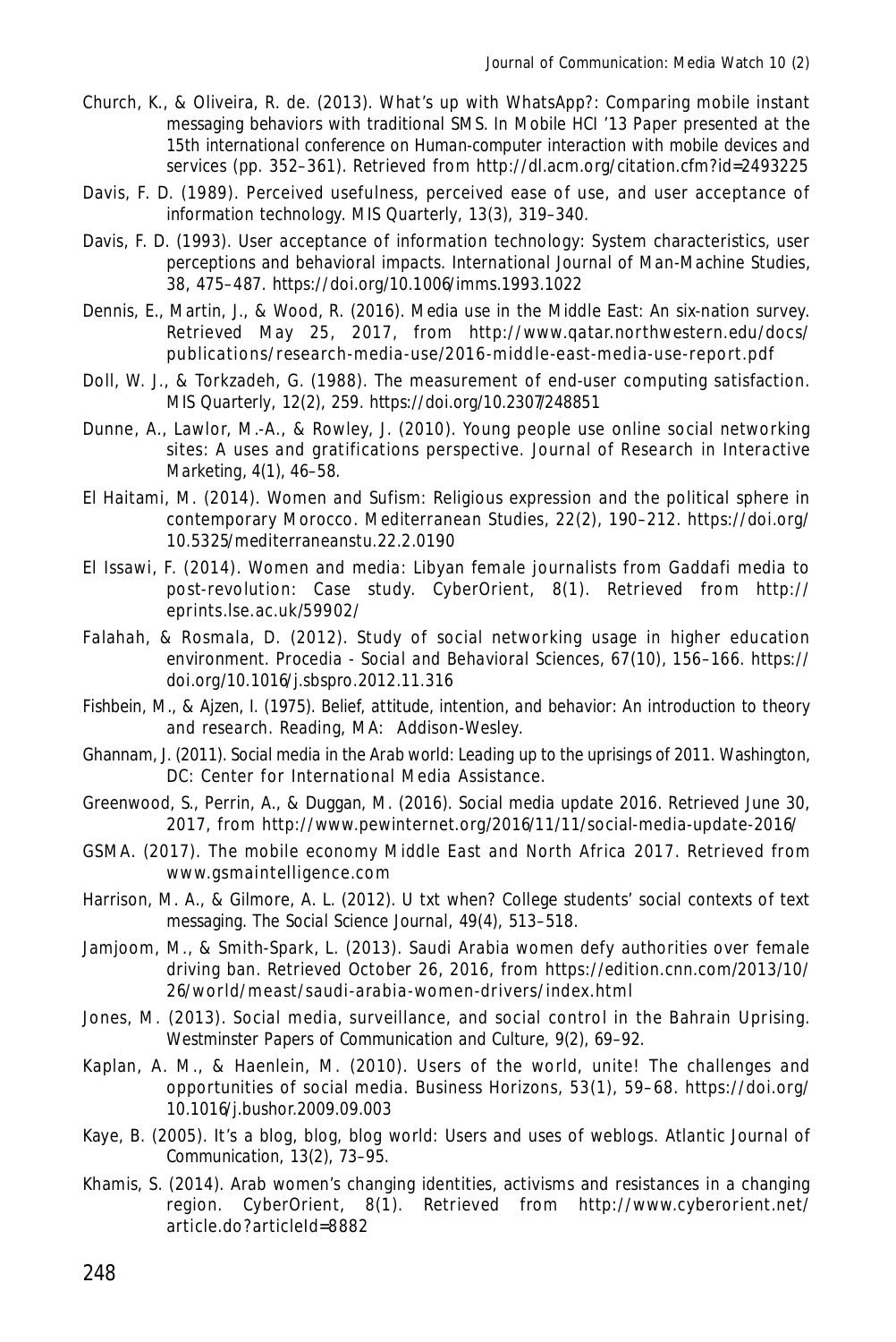Church, K., & Oliveira, R. de. (2013). What's up with WhatsApp?: Comparing mobile instant messaging behaviors with traditional SMS. In Mobile HCI '13 Paper presented at the 15th international conference on Human-computer interaction with mobile devices and services (pp. 352–361). Retrieved from http://dl.acm.org/citation.cfm?id=2493225

Davis, F. D. (1989). Perceived usefulness, perceived ease of use, and user acceptance of information technology. MIS Quarterly, 13(3), 319–340.

Davis, F. D. (1993). User acceptance of information technology: System characteristics, user perceptions and behavioral impacts. International Journal of Man-Machine Studies, 38, 475–487. https://doi.org/10.1006/imms.1993.1022

Dennis, E., Martin, J., & Wood, R. (2016). Media use in the Middle East: An six-nation survey. Retrieved May 25, 2017, from http://www.qatar.northwestern.edu/docs/publications/research-media-use/2016-middle-east-media-use-report.pdf

Doll, W. J., & Torkzadeh, G. (1988). The measurement of end-user computing satisfaction. MIS Quarterly, 12(2), 259. https://doi.org/10.2307/248851

Dunne, A., Lawlor, M.-A., & Rowley, J. (2010). Young people use online social networking sites: A uses and gratifications perspective. Journal of Research in Interactive Marketing, 4(1), 46–58.

El Haitami, M. (2014). Women and Sufism: Religious expression and the political sphere in contemporary Morocco. Mediterranean Studies, 22(2), 190–212. https://doi.org/10.5325/mediterraneanstu.22.2.0190

El Issawi, F. (2014). Women and media: Libyan female journalists from Gaddafi media to post-revolution: Case study. CyberOrient, 8(1). Retrieved from http://eprints.lse.ac.uk/59902/

Falahah, & Rosmala, D. (2012). Study of social networking usage in higher education environment. Procedia - Social and Behavioral Sciences, 67(10), 156–166. https://doi.org/10.1016/j.sbspro.2012.11.316

Fishbein, M., & Ajzen, I. (1975). Belief, attitude, intention, and behavior: An introduction to theory and research. Reading, MA: Addison-Wesley.

Ghannam, J. (2011). Social media in the Arab world: Leading up to the uprisings of 2011. Washington, DC: Center for International Media Assistance.

Greenwood, S., Perrin, A., & Duggan, M. (2016). Social media update 2016. Retrieved June 30, 2017, from http://www.pewinternet.org/2016/11/11/social-media-update-2016/

GSMA. (2017). The mobile economy Middle East and North Africa 2017. Retrieved from www.gsmaintelligence.com

Harrison, M. A., & Gilmore, A. L. (2012). U txt when? College students' social contexts of text messaging. The Social Science Journal, 49(4), 513–518.

Jamjoom, M., & Smith-Spark, L. (2013). Saudi Arabia women defy authorities over female driving ban. Retrieved October 26, 2016, from https://edition.cnn.com/2013/10/26/world/meast/saudi-arabia-women-drivers/index.html

Jones, M. (2013). Social media, surveillance, and social control in the Bahrain Uprising. Westminster Papers of Communication and Culture, 9(2), 69–92.

Kaplan, A. M., & Haenlein, M. (2010). Users of the world, unite! The challenges and opportunities of social media. Business Horizons, 53(1), 59–68. https://doi.org/10.1016/j.bushor.2009.09.003

Kaye, B. (2005). It's a blog, blog, blog world: Users and uses of weblogs. Atlantic Journal of Communication, 13(2), 73–95.

Khamis, S. (2014). Arab women's changing identities, activisms and resistances in a changing region. CyberOrient, 8(1). Retrieved from http://www.cyberorient.net/article.do?articleId=8882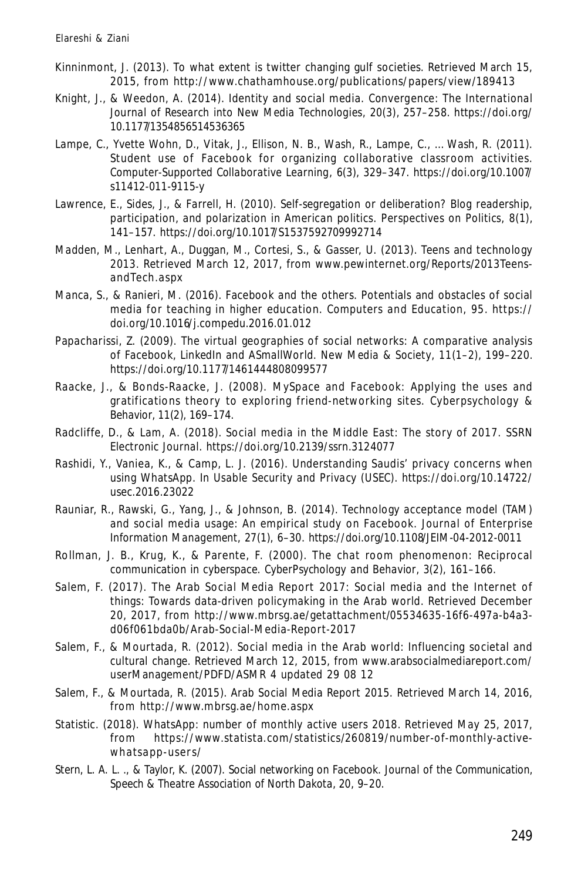Kinninmont, J. (2013). To what extent is twitter changing gulf societies. Retrieved March 15, 2015, from http://www.chathamhouse.org/publications/papers/view/189413

Knight, J., & Weedon, A. (2014). Identity and social media. Convergence: The International Journal of Research into New Media Technologies, 20(3), 257–258. https://doi.org/10.1177/1354856514536365

Lampe, C., Yvette Wohn, D., Vitak, J., Ellison, N. B., Wash, R., Lampe, C., … Wash, R. (2011). Student use of Facebook for organizing collaborative classroom activities. Computer-Supported Collaborative Learning, 6(3), 329–347. https://doi.org/10.1007/s11412-011-9115-y

Lawrence, E., Sides, J., & Farrell, H. (2010). Self-segregation or deliberation? Blog readership, participation, and polarization in American politics. Perspectives on Politics, 8(1), 141–157. https://doi.org/10.1017/S1537592709992714

Madden, M., Lenhart, A., Duggan, M., Cortesi, S., & Gasser, U. (2013). Teens and technology 2013. Retrieved March 12, 2017, from www.pewinternet.org/Reports/2013Teens-andTech.aspx

Manca, S., & Ranieri, M. (2016). Facebook and the others. Potentials and obstacles of social media for teaching in higher education. Computers and Education, 95. https://doi.org/10.1016/j.compedu.2016.01.012

Papacharissi, Z. (2009). The virtual geographies of social networks: A comparative analysis of Facebook, LinkedIn and ASmallWorld. New Media & Society, 11(1–2), 199–220. https://doi.org/10.1177/1461444808099577

Raacke, J., & Bonds-Raacke, J. (2008). MySpace and Facebook: Applying the uses and gratifications theory to exploring friend-networking sites. Cyberpsychology & Behavior, 11(2), 169–174.

Radcliffe, D., & Lam, A. (2018). Social media in the Middle East: The story of 2017. SSRN Electronic Journal. https://doi.org/10.2139/ssrn.3124077

Rashidi, Y., Vaniea, K., & Camp, L. J. (2016). Understanding Saudis' privacy concerns when using WhatsApp. In Usable Security and Privacy (USEC). https://doi.org/10.14722/usec.2016.23022

Rauniar, R., Rawski, G., Yang, J., & Johnson, B. (2014). Technology acceptance model (TAM) and social media usage: An empirical study on Facebook. Journal of Enterprise Information Management, 27(1), 6–30. https://doi.org/10.1108/JEIM-04-2012-0011

Rollman, J. B., Krug, K., & Parente, F. (2000). The chat room phenomenon: Reciprocal communication in cyberspace. CyberPsychology and Behavior, 3(2), 161–166.

Salem, F. (2017). The Arab Social Media Report 2017: Social media and the Internet of things: Towards data-driven policymaking in the Arab world. Retrieved December 20, 2017, from http://www.mbrsg.ae/getattachment/05534635-16f6-497a-b4a3-d06f061bda0b/Arab-Social-Media-Report-2017

Salem, F., & Mourtada, R. (2012). Social media in the Arab world: Influencing societal and cultural change. Retrieved March 12, 2015, from www.arabsocialmediareport.com/userManagement/PDFD/ASMR 4 updated 29 08 12

Salem, F., & Mourtada, R. (2015). Arab Social Media Report 2015. Retrieved March 14, 2016, from http://www.mbrsg.ae/home.aspx

Statistic. (2018). WhatsApp: number of monthly active users 2018. Retrieved May 25, 2017, from https://www.statista.com/statistics/260819/number-of-monthly-active-whatsapp-users/

Stern, L. A. L. ., & Taylor, K. (2007). Social networking on Facebook. Journal of the Communication, Speech & Theatre Association of North Dakota, 20, 9–20.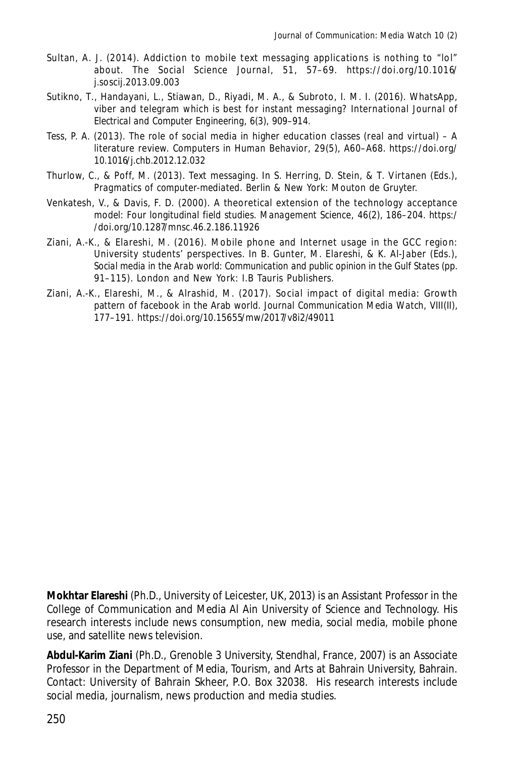Sultan, A. J. (2014). Addiction to mobile text messaging applications is nothing to "lol" about. The Social Science Journal, 51, 57–69. https://doi.org/10.1016/j.soscij.2013.09.003

Sutikno, T., Handayani, L., Stiawan, D., Riyadi, M. A., & Subroto, I. M. I. (2016). WhatsApp, viber and telegram which is best for instant messaging? International Journal of Electrical and Computer Engineering, 6(3), 909–914.

Tess, P. A. (2013). The role of social media in higher education classes (real and virtual) – A literature review. Computers in Human Behavior, 29(5), A60–A68. https://doi.org/10.1016/j.chb.2012.12.032

Thurlow, C., & Poff, M. (2013). Text messaging. In S. Herring, D. Stein, & T. Virtanen (Eds.), Pragmatics of computer-mediated. Berlin & New York: Mouton de Gruyter.

Venkatesh, V., & Davis, F. D. (2000). A theoretical extension of the technology acceptance model: Four longitudinal field studies. Management Science, 46(2), 186–204. https://doi.org/10.1287/mnsc.46.2.186.11926

Ziani, A.-K., & Elareshi, M. (2016). Mobile phone and Internet usage in the GCC region: University students' perspectives. In B. Gunter, M. Elareshi, & K. Al-Jaber (Eds.), Social media in the Arab world: Communication and public opinion in the Gulf States (pp. 91–115). London and New York: I.B Tauris Publishers.

Ziani, A.-K., Elareshi, M., & Alrashid, M. (2017). Social impact of digital media: Growth pattern of facebook in the Arab world. Journal Communication Media Watch, VIII(II), 177–191. https://doi.org/10.15655/mw/2017/v8i2/49011

**Mokhtar Elareshi** (Ph.D., University of Leicester, UK, 2013) is an Assistant Professor in the College of Communication and Media Al Ain University of Science and Technology. His research interests include news consumption, new media, social media, mobile phone use, and satellite news television.

**Abdul-Karim Ziani** (Ph.D., Grenoble 3 University, Stendhal, France, 2007) is an Associate Professor in the Department of Media, Tourism, and Arts at Bahrain University, Bahrain. Contact: University of Bahrain Skheer, P.O. Box 32038. His research interests include social media, journalism, news production and media studies.